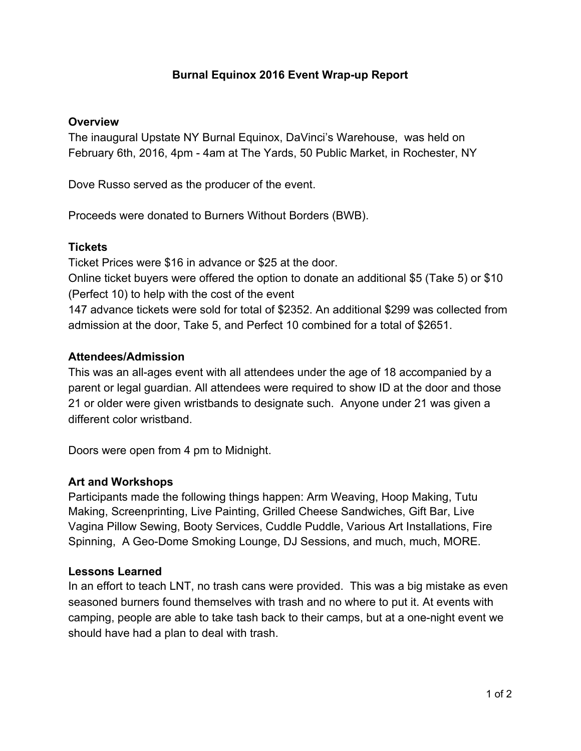# Burnal Equinox 2016 Event Wrap-up Report

## Overview

The inaugural Upstate NY Burnal Equinox, DaVinci's Warehouse, was held on February 6th, 2016, 4pm - 4am at The Yards, 50 Public Market, in Rochester, NY

Dove Russo served as the producer of the event.

Proceeds were donated to Burners Without Borders (BWB).

## Tickets

Ticket Prices were $16 in advance or $25 at the door.
Online ticket buyers were offered the option to donate an additional $5 (Take 5) or $10 (Perfect 10) to help with the cost of the event
147 advance tickets were sold for total of $2352. An additional $299 was collected from admission at the door, Take 5, and Perfect 10 combined for a total of $2651.

## Attendees/Admission

This was an all-ages event with all attendees under the age of 18 accompanied by a parent or legal guardian. All attendees were required to show ID at the door and those 21 or older were given wristbands to designate such. Anyone under 21 was given a different color wristband.

Doors were open from 4 pm to Midnight.

## Art and Workshops

Participants made the following things happen: Arm Weaving, Hoop Making, Tutu Making, Screenprinting, Live Painting, Grilled Cheese Sandwiches, Gift Bar, Live Vagina Pillow Sewing, Booty Services, Cuddle Puddle, Various Art Installations, Fire Spinning, A Geo-Dome Smoking Lounge, DJ Sessions, and much, much, MORE.

## Lessons Learned

In an effort to teach LNT, no trash cans were provided. This was a big mistake as even seasoned burners found themselves with trash and no where to put it. At events with camping, people are able to take tash back to their camps, but at a one-night event we should have had a plan to deal with trash.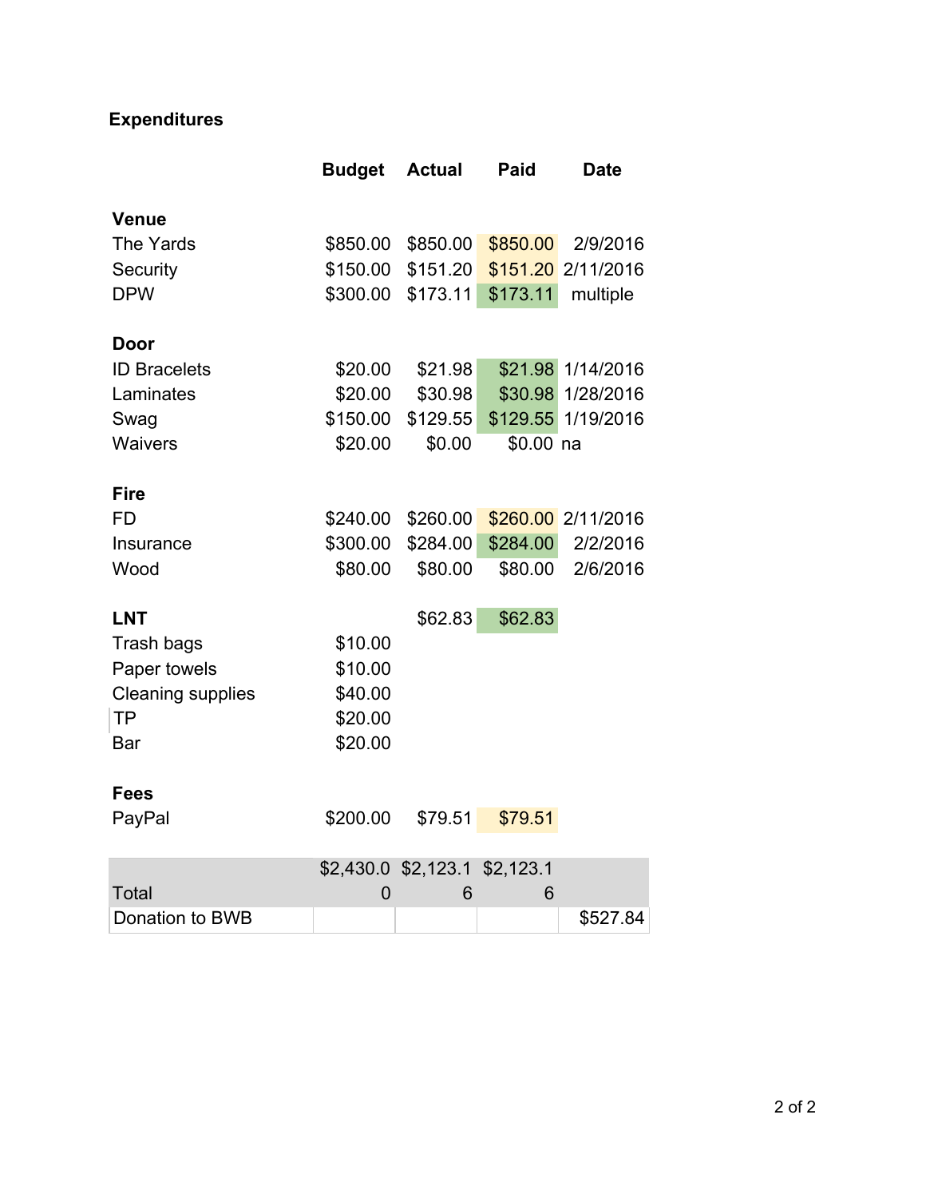## Expenditures

| | Budget | Actual | Paid | Date |
|---|---|---|---|---|
| **Venue** | | | | |
| The Yards | $850.00 | $850.00 | $850.00 | 2/9/2016 |
| Security | $150.00 | $151.20 | $151.20 | 2/11/2016 |
| DPW | $300.00 | $173.11 | $173.11 | multiple |
| **Door** | | | | |
| ID Bracelets | $20.00 | $21.98 | $21.98 | 1/14/2016 |
| Laminates | $20.00 | $30.98 | $30.98 | 1/28/2016 |
| Swag | $150.00 | $129.55 | $129.55 | 1/19/2016 |
| Waivers | $20.00 | $0.00 | $0.00 | na |
| **Fire** | | | | |
| FD | $240.00 | $260.00 | $260.00 | 2/11/2016 |
| Insurance | $300.00 | $284.00 | $284.00 | 2/2/2016 |
| Wood | $80.00 | $80.00 | $80.00 | 2/6/2016 |
| **LNT** | | $62.83 | $62.83 | |
| Trash bags | $10.00 | | | |
| Paper towels | $10.00 | | | |
| Cleaning supplies | $40.00 | | | |
| TP | $20.00 | | | |
| Bar | $20.00 | | | |
| **Fees** | | | | |
| PayPal | $200.00 | $79.51 | $79.51 | |
| Total | $2,430.00 | $2,123.16 | $2,123.16 | |
| Donation to BWB | | | | $527.84 |